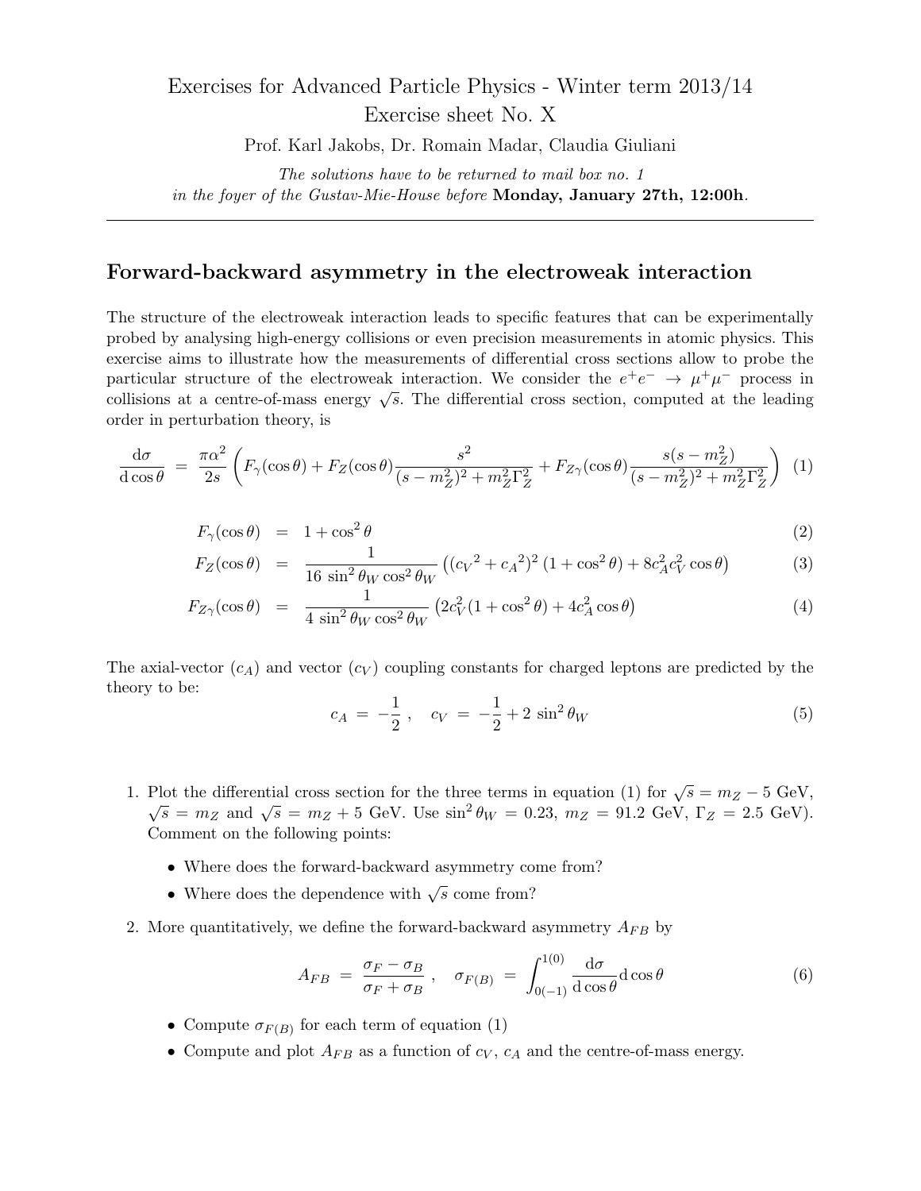Exercises for Advanced Particle Physics - Winter term 2013/14
Exercise sheet No. X

Prof. Karl Jakobs, Dr. Romain Madar, Claudia Giuliani

*The solutions have to be returned to mail box no. 1 in the foyer of the Gustav-Mie-House before* **Monday, January 27th, 12:00h**.

---

## Forward-backward asymmetry in the electroweak interaction

The structure of the electroweak interaction leads to specific features that can be experimentally probed by analysing high-energy collisions or even precision measurements in atomic physics. This exercise aims to illustrate how the measurements of differential cross sections allow to probe the particular structure of the electroweak interaction. We consider the $e^+e^- \to \mu^+\mu^-$ process in collisions at a centre-of-mass energy $\sqrt{s}$. The differential cross section, computed at the leading order in perturbation theory, is

$$\frac{\mathrm{d}\sigma}{\mathrm{d}\cos\theta} = \frac{\pi\alpha^2}{2s}\left(F_\gamma(\cos\theta) + F_Z(\cos\theta)\frac{s^2}{(s-m_Z^2)^2 + m_Z^2\Gamma_Z^2} + F_{Z\gamma}(\cos\theta)\frac{s(s-m_Z^2)}{(s-m_Z^2)^2+m_Z^2\Gamma_Z^2}\right) \quad (1)$$

$$F_\gamma(\cos\theta) = 1+\cos^2\theta \quad (2)$$

$$F_Z(\cos\theta) = \frac{1}{16\,\sin^2\theta_W\cos^2\theta_W}\left(({c_V}^2+{c_A}^2)^2\,(1+\cos^2\theta) + 8c_A^2c_V^2\cos\theta\right) \quad (3)$$

$$F_{Z\gamma}(\cos\theta) = \frac{1}{4\,\sin^2\theta_W\cos^2\theta_W}\left(2c_V^2(1+\cos^2\theta)+4c_A^2\cos\theta\right) \quad (4)$$

The axial-vector ($c_A$) and vector ($c_V$) coupling constants for charged leptons are predicted by the theory to be:

$$c_A = -\frac{1}{2}\,, \quad c_V = -\frac{1}{2} + 2\,\sin^2\theta_W \quad (5)$$

1. Plot the differential cross section for the three terms in equation (1) for $\sqrt{s} = m_Z - 5$ GeV, $\sqrt{s} = m_Z$ and $\sqrt{s} = m_Z + 5$ GeV. Use $\sin^2\theta_W = 0.23$, $m_Z = 91.2$ GeV, $\Gamma_Z = 2.5$ GeV). Comment on the following points:
   - Where does the forward-backward asymmetry come from?
   - Where does the dependence with $\sqrt{s}$ come from?

2. More quantitatively, we define the forward-backward asymmetry $A_{FB}$ by

$$A_{FB} = \frac{\sigma_F - \sigma_B}{\sigma_F + \sigma_B}\,, \quad \sigma_{F(B)} = \int_{0(-1)}^{1(0)} \frac{\mathrm{d}\sigma}{\mathrm{d}\cos\theta}\mathrm{d}\cos\theta \quad (6)$$

   - Compute $\sigma_{F(B)}$ for each term of equation (1)
   - Compute and plot $A_{FB}$ as a function of $c_V$, $c_A$ and the centre-of-mass energy.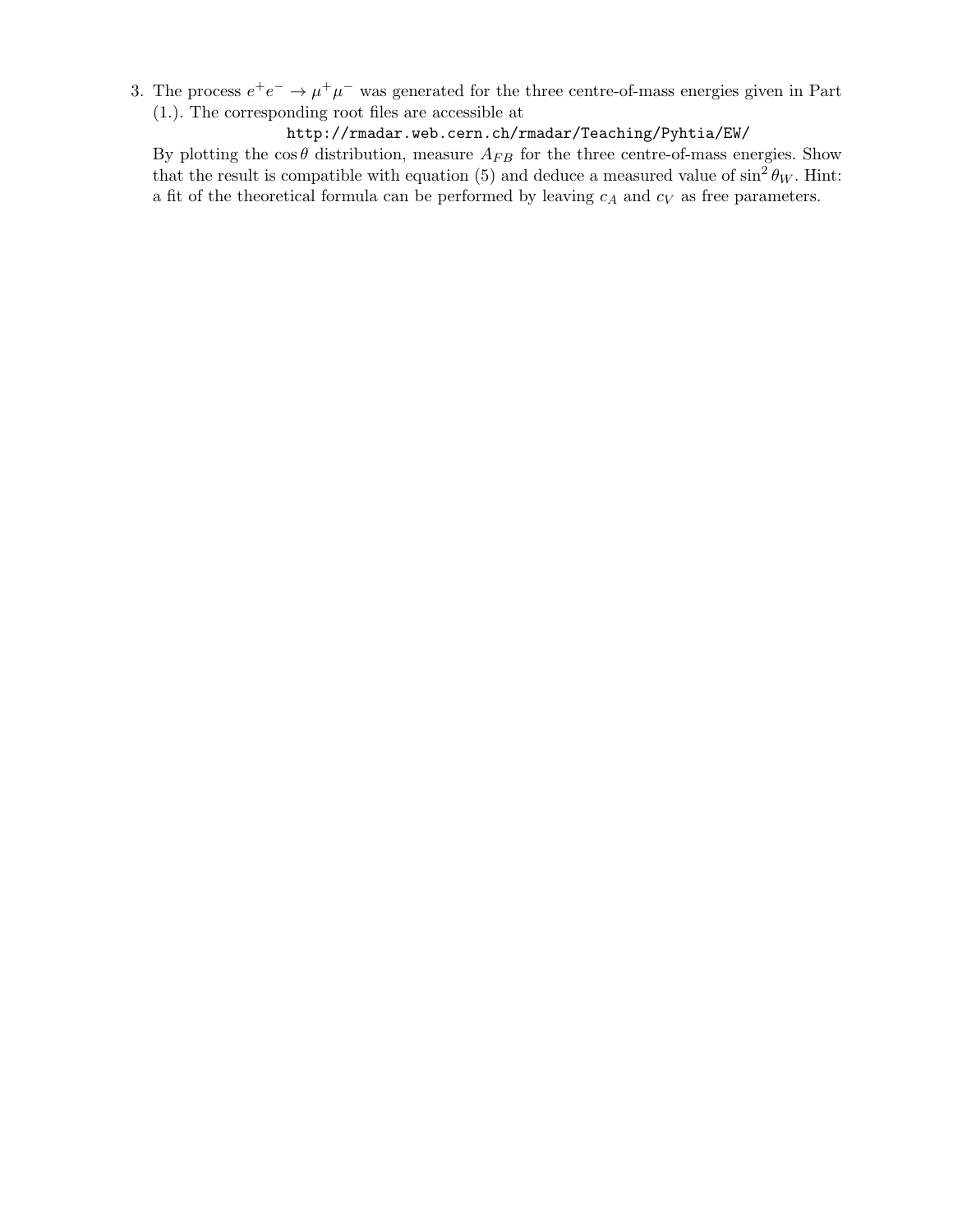3. The process $e^+e^- \to \mu^+\mu^-$ was generated for the three centre-of-mass energies given in Part (1.). The corresponding root files are accessible at

   `http://rmadar.web.cern.ch/rmadar/Teaching/Pyhtia/EW/`

   By plotting the $\cos\theta$ distribution, measure $A_{FB}$ for the three centre-of-mass energies. Show that the result is compatible with equation (5) and deduce a measured value of $\sin^2\theta_W$. Hint: a fit of the theoretical formula can be performed by leaving $c_A$ and $c_V$ as free parameters.